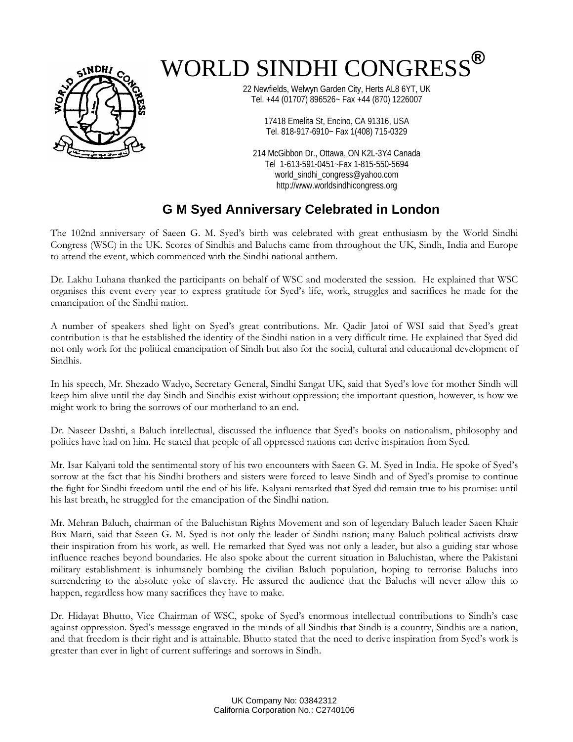# WORLD SINDHI CONGRESS®

22 Newfields, Welwyn Garden City, Herts AL8 6YT, UK
Tel. +44 (01707) 896526~ Fax +44 (870) 1226007

17418 Emelita St, Encino, CA 91316, USA
Tel. 818-917-6910~ Fax 1(408) 715-0329

214 McGibbon Dr., Ottawa, ON K2L-3Y4 Canada
Tel 1-613-591-0451~Fax 1-815-550-5694
world_sindhi_congress@yahoo.com
http://www.worldsindhicongress.org

## G M Syed Anniversary Celebrated in London

The 102nd anniversary of Saeen G. M. Syed's birth was celebrated with great enthusiasm by the World Sindhi Congress (WSC) in the UK. Scores of Sindhis and Baluchs came from throughout the UK, Sindh, India and Europe to attend the event, which commenced with the Sindhi national anthem.

Dr. Lakhu Luhana thanked the participants on behalf of WSC and moderated the session. He explained that WSC organises this event every year to express gratitude for Syed's life, work, struggles and sacrifices he made for the emancipation of the Sindhi nation.

A number of speakers shed light on Syed's great contributions. Mr. Qadir Jatoi of WSI said that Syed's great contribution is that he established the identity of the Sindhi nation in a very difficult time. He explained that Syed did not only work for the political emancipation of Sindh but also for the social, cultural and educational development of Sindhis.

In his speech, Mr. Shezado Wadyo, Secretary General, Sindhi Sangat UK, said that Syed's love for mother Sindh will keep him alive until the day Sindh and Sindhis exist without oppression; the important question, however, is how we might work to bring the sorrows of our motherland to an end.

Dr. Naseer Dashti, a Baluch intellectual, discussed the influence that Syed's books on nationalism, philosophy and politics have had on him. He stated that people of all oppressed nations can derive inspiration from Syed.

Mr. Isar Kalyani told the sentimental story of his two encounters with Saeen G. M. Syed in India. He spoke of Syed's sorrow at the fact that his Sindhi brothers and sisters were forced to leave Sindh and of Syed's promise to continue the fight for Sindhi freedom until the end of his life. Kalyani remarked that Syed did remain true to his promise: until his last breath, he struggled for the emancipation of the Sindhi nation.

Mr. Mehran Baluch, chairman of the Baluchistan Rights Movement and son of legendary Baluch leader Saeen Khair Bux Marri, said that Saeen G. M. Syed is not only the leader of Sindhi nation; many Baluch political activists draw their inspiration from his work, as well. He remarked that Syed was not only a leader, but also a guiding star whose influence reaches beyond boundaries. He also spoke about the current situation in Baluchistan, where the Pakistani military establishment is inhumanely bombing the civilian Baluch population, hoping to terrorise Baluchs into surrendering to the absolute yoke of slavery. He assured the audience that the Baluchs will never allow this to happen, regardless how many sacrifices they have to make.

Dr. Hidayat Bhutto, Vice Chairman of WSC, spoke of Syed's enormous intellectual contributions to Sindh's case against oppression. Syed's message engraved in the minds of all Sindhis that Sindh is a country, Sindhis are a nation, and that freedom is their right and is attainable. Bhutto stated that the need to derive inspiration from Syed's work is greater than ever in light of current sufferings and sorrows in Sindh.

UK Company No: 03842312
California Corporation No.: C2740106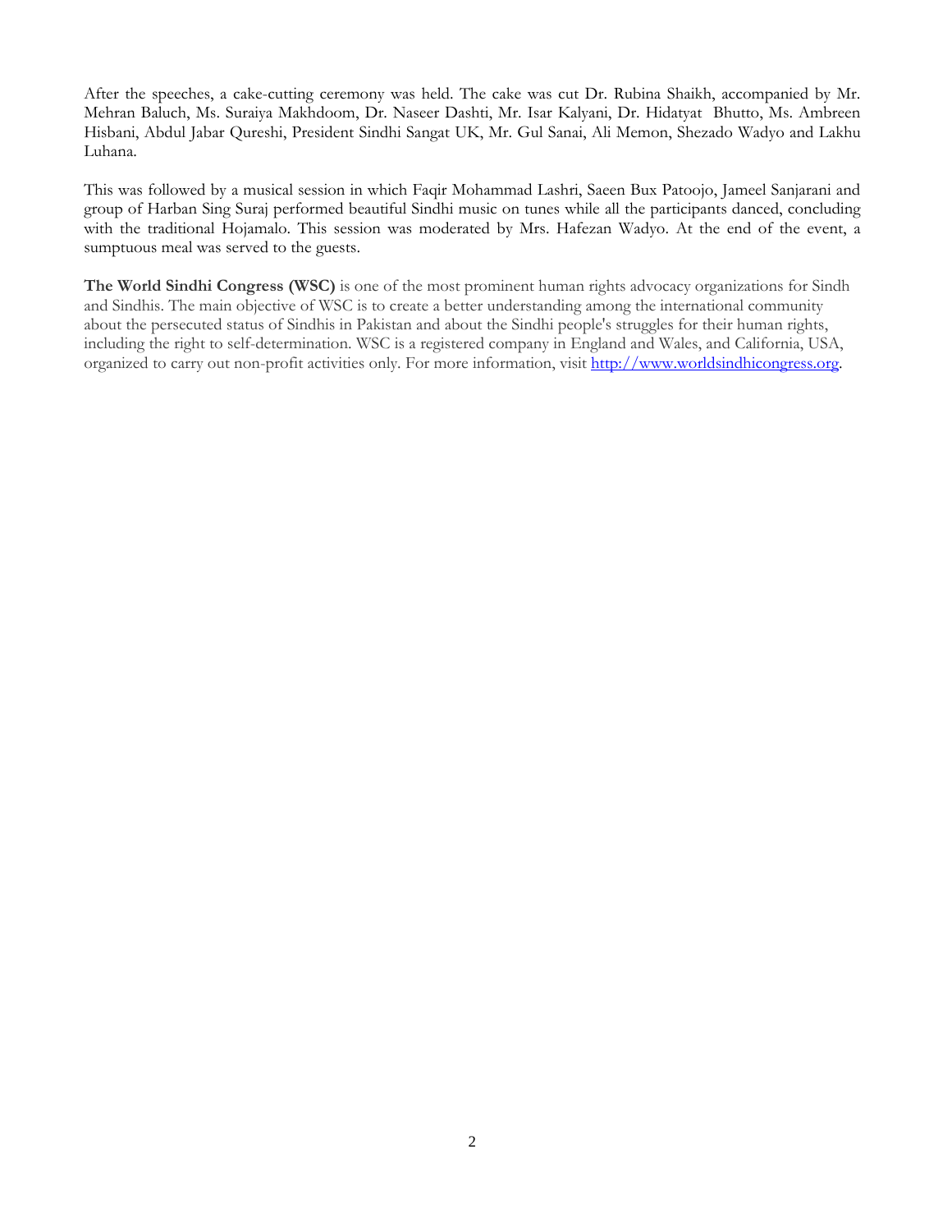After the speeches, a cake-cutting ceremony was held. The cake was cut Dr. Rubina Shaikh, accompanied by Mr. Mehran Baluch, Ms. Suraiya Makhdoom, Dr. Naseer Dashti, Mr. Isar Kalyani, Dr. Hidatyat Bhutto, Ms. Ambreen Hisbani, Abdul Jabar Qureshi, President Sindhi Sangat UK, Mr. Gul Sanai, Ali Memon, Shezado Wadyo and Lakhu Luhana.

This was followed by a musical session in which Faqir Mohammad Lashri, Saeen Bux Patoojo, Jameel Sanjarani and group of Harban Sing Suraj performed beautiful Sindhi music on tunes while all the participants danced, concluding with the traditional Hojamalo. This session was moderated by Mrs. Hafezan Wadyo. At the end of the event, a sumptuous meal was served to the guests.

**The World Sindhi Congress (WSC)** is one of the most prominent human rights advocacy organizations for Sindh and Sindhis. The main objective of WSC is to create a better understanding among the international community about the persecuted status of Sindhis in Pakistan and about the Sindhi people's struggles for their human rights, including the right to self-determination. WSC is a registered company in England and Wales, and California, USA, organized to carry out non-profit activities only. For more information, visit [http://www.worldsindhicongress.org](http://www.worldsindhicongress.org).